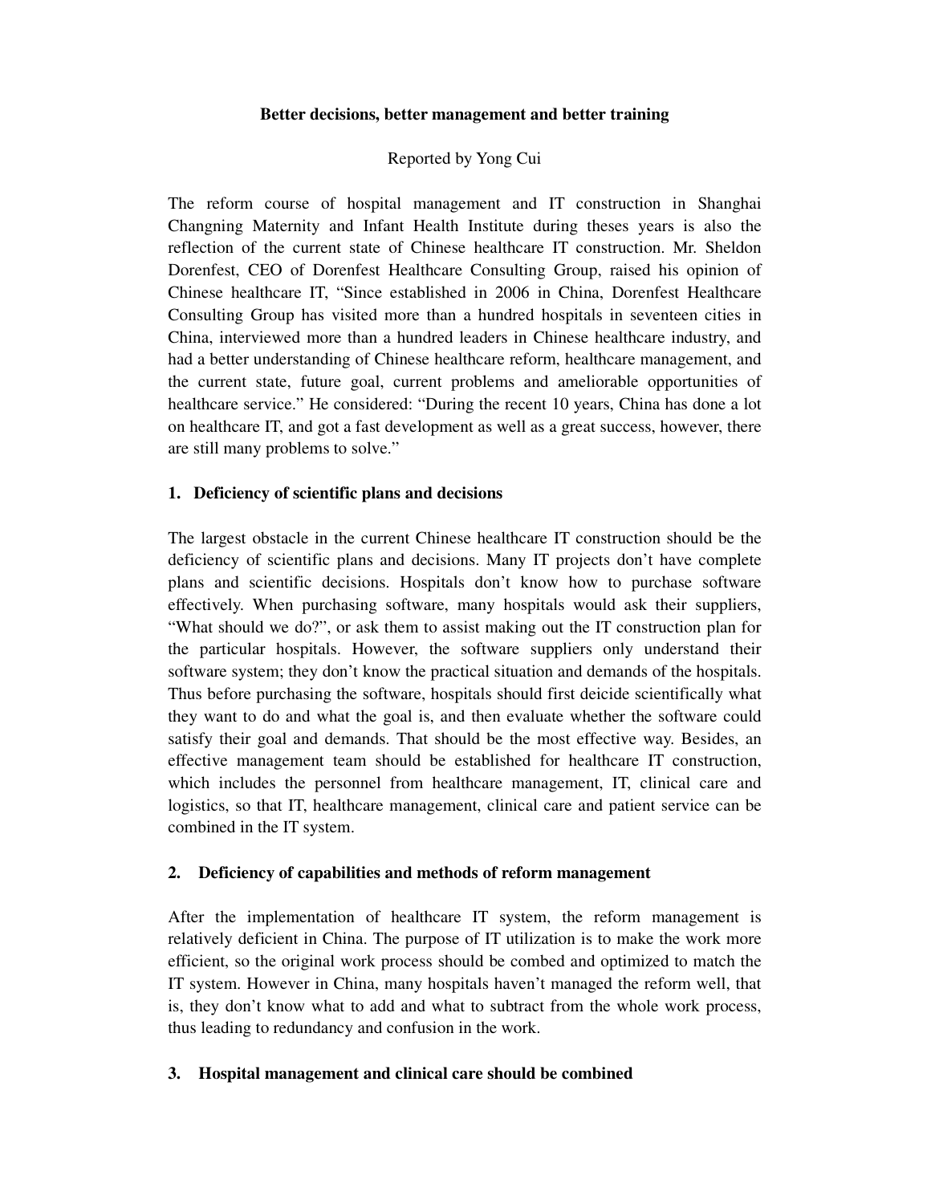# Better decisions, better management and better training

Reported by Yong Cui

The reform course of hospital management and IT construction in Shanghai Changning Maternity and Infant Health Institute during theses years is also the reflection of the current state of Chinese healthcare IT construction. Mr. Sheldon Dorenfest, CEO of Dorenfest Healthcare Consulting Group, raised his opinion of Chinese healthcare IT, "Since established in 2006 in China, Dorenfest Healthcare Consulting Group has visited more than a hundred hospitals in seventeen cities in China, interviewed more than a hundred leaders in Chinese healthcare industry, and had a better understanding of Chinese healthcare reform, healthcare management, and the current state, future goal, current problems and ameliorable opportunities of healthcare service." He considered: "During the recent 10 years, China has done a lot on healthcare IT, and got a fast development as well as a great success, however, there are still many problems to solve."

## 1. Deficiency of scientific plans and decisions

The largest obstacle in the current Chinese healthcare IT construction should be the deficiency of scientific plans and decisions. Many IT projects don't have complete plans and scientific decisions. Hospitals don't know how to purchase software effectively. When purchasing software, many hospitals would ask their suppliers, "What should we do?", or ask them to assist making out the IT construction plan for the particular hospitals. However, the software suppliers only understand their software system; they don't know the practical situation and demands of the hospitals. Thus before purchasing the software, hospitals should first deicide scientifically what they want to do and what the goal is, and then evaluate whether the software could satisfy their goal and demands. That should be the most effective way. Besides, an effective management team should be established for healthcare IT construction, which includes the personnel from healthcare management, IT, clinical care and logistics, so that IT, healthcare management, clinical care and patient service can be combined in the IT system.

## 2. Deficiency of capabilities and methods of reform management

After the implementation of healthcare IT system, the reform management is relatively deficient in China. The purpose of IT utilization is to make the work more efficient, so the original work process should be combed and optimized to match the IT system. However in China, many hospitals haven't managed the reform well, that is, they don't know what to add and what to subtract from the whole work process, thus leading to redundancy and confusion in the work.

## 3. Hospital management and clinical care should be combined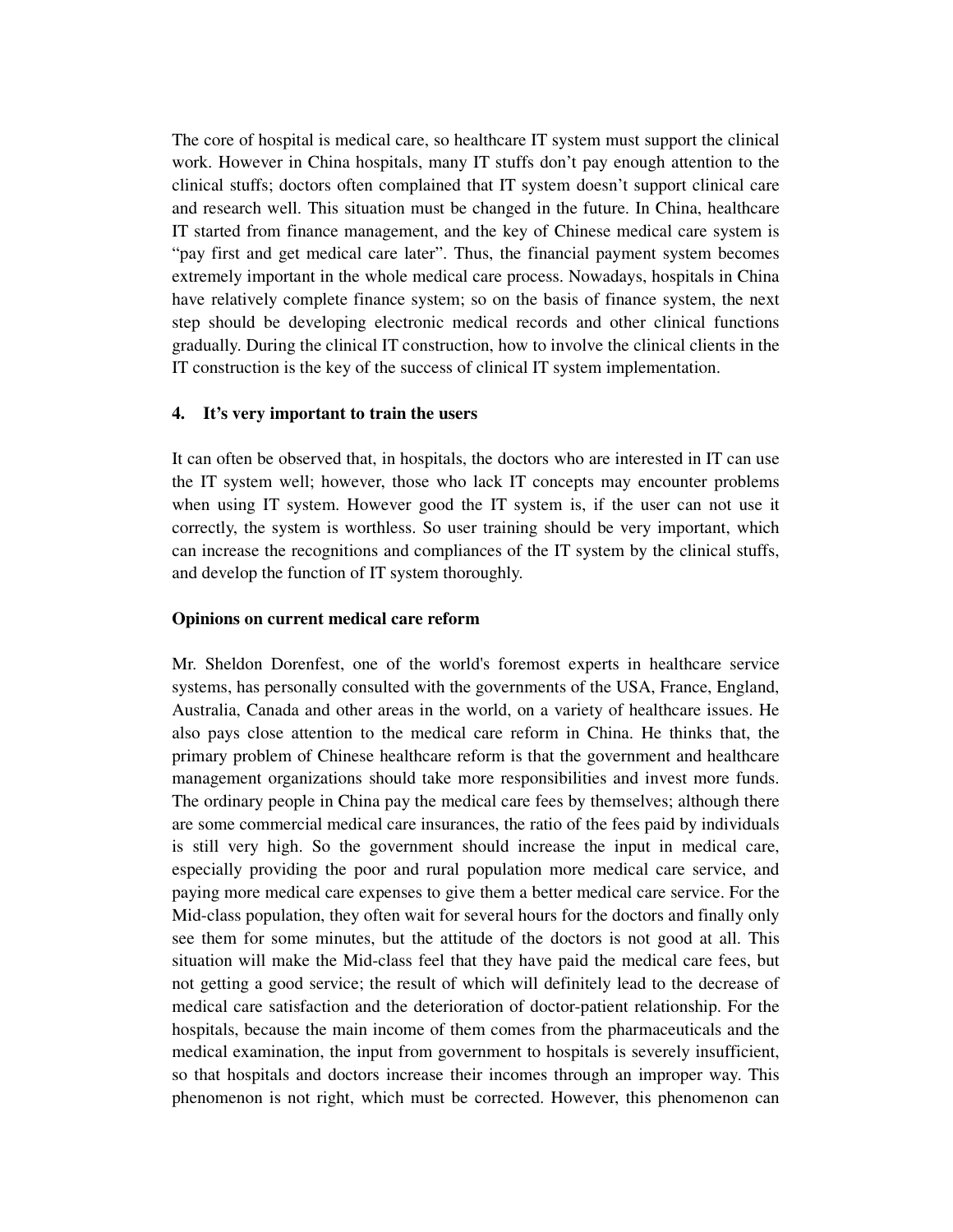The core of hospital is medical care, so healthcare IT system must support the clinical work. However in China hospitals, many IT stuffs don't pay enough attention to the clinical stuffs; doctors often complained that IT system doesn't support clinical care and research well. This situation must be changed in the future. In China, healthcare IT started from finance management, and the key of Chinese medical care system is "pay first and get medical care later". Thus, the financial payment system becomes extremely important in the whole medical care process. Nowadays, hospitals in China have relatively complete finance system; so on the basis of finance system, the next step should be developing electronic medical records and other clinical functions gradually. During the clinical IT construction, how to involve the clinical clients in the IT construction is the key of the success of clinical IT system implementation.

**4. It's very important to train the users**

It can often be observed that, in hospitals, the doctors who are interested in IT can use the IT system well; however, those who lack IT concepts may encounter problems when using IT system. However good the IT system is, if the user can not use it correctly, the system is worthless. So user training should be very important, which can increase the recognitions and compliances of the IT system by the clinical stuffs, and develop the function of IT system thoroughly.

**Opinions on current medical care reform**

Mr. Sheldon Dorenfest, one of the world's foremost experts in healthcare service systems, has personally consulted with the governments of the USA, France, England, Australia, Canada and other areas in the world, on a variety of healthcare issues. He also pays close attention to the medical care reform in China. He thinks that, the primary problem of Chinese healthcare reform is that the government and healthcare management organizations should take more responsibilities and invest more funds. The ordinary people in China pay the medical care fees by themselves; although there are some commercial medical care insurances, the ratio of the fees paid by individuals is still very high. So the government should increase the input in medical care, especially providing the poor and rural population more medical care service, and paying more medical care expenses to give them a better medical care service. For the Mid-class population, they often wait for several hours for the doctors and finally only see them for some minutes, but the attitude of the doctors is not good at all. This situation will make the Mid-class feel that they have paid the medical care fees, but not getting a good service; the result of which will definitely lead to the decrease of medical care satisfaction and the deterioration of doctor-patient relationship. For the hospitals, because the main income of them comes from the pharmaceuticals and the medical examination, the input from government to hospitals is severely insufficient, so that hospitals and doctors increase their incomes through an improper way. This phenomenon is not right, which must be corrected. However, this phenomenon can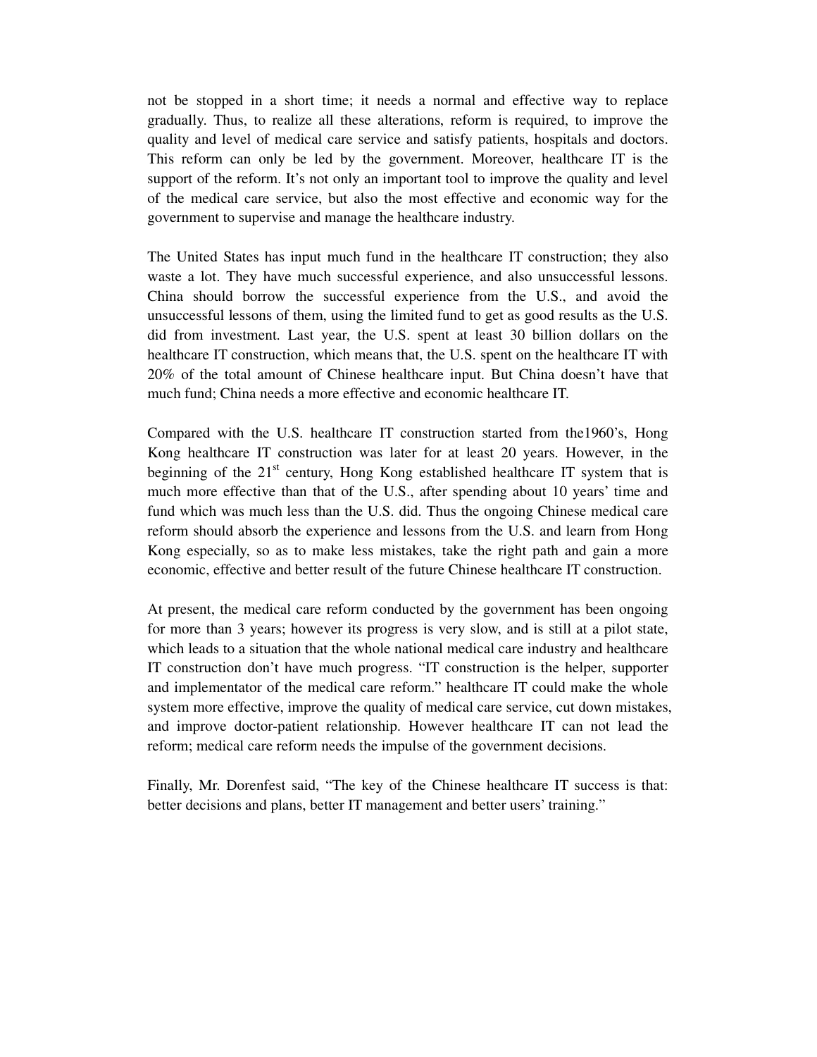not be stopped in a short time; it needs a normal and effective way to replace gradually. Thus, to realize all these alterations, reform is required, to improve the quality and level of medical care service and satisfy patients, hospitals and doctors. This reform can only be led by the government. Moreover, healthcare IT is the support of the reform. It's not only an important tool to improve the quality and level of the medical care service, but also the most effective and economic way for the government to supervise and manage the healthcare industry.

The United States has input much fund in the healthcare IT construction; they also waste a lot. They have much successful experience, and also unsuccessful lessons. China should borrow the successful experience from the U.S., and avoid the unsuccessful lessons of them, using the limited fund to get as good results as the U.S. did from investment. Last year, the U.S. spent at least 30 billion dollars on the healthcare IT construction, which means that, the U.S. spent on the healthcare IT with 20% of the total amount of Chinese healthcare input. But China doesn't have that much fund; China needs a more effective and economic healthcare IT.

Compared with the U.S. healthcare IT construction started from the1960's, Hong Kong healthcare IT construction was later for at least 20 years. However, in the beginning of the 21st century, Hong Kong established healthcare IT system that is much more effective than that of the U.S., after spending about 10 years' time and fund which was much less than the U.S. did. Thus the ongoing Chinese medical care reform should absorb the experience and lessons from the U.S. and learn from Hong Kong especially, so as to make less mistakes, take the right path and gain a more economic, effective and better result of the future Chinese healthcare IT construction.

At present, the medical care reform conducted by the government has been ongoing for more than 3 years; however its progress is very slow, and is still at a pilot state, which leads to a situation that the whole national medical care industry and healthcare IT construction don't have much progress. "IT construction is the helper, supporter and implementator of the medical care reform." healthcare IT could make the whole system more effective, improve the quality of medical care service, cut down mistakes, and improve doctor-patient relationship. However healthcare IT can not lead the reform; medical care reform needs the impulse of the government decisions.

Finally, Mr. Dorenfest said, "The key of the Chinese healthcare IT success is that: better decisions and plans, better IT management and better users' training."